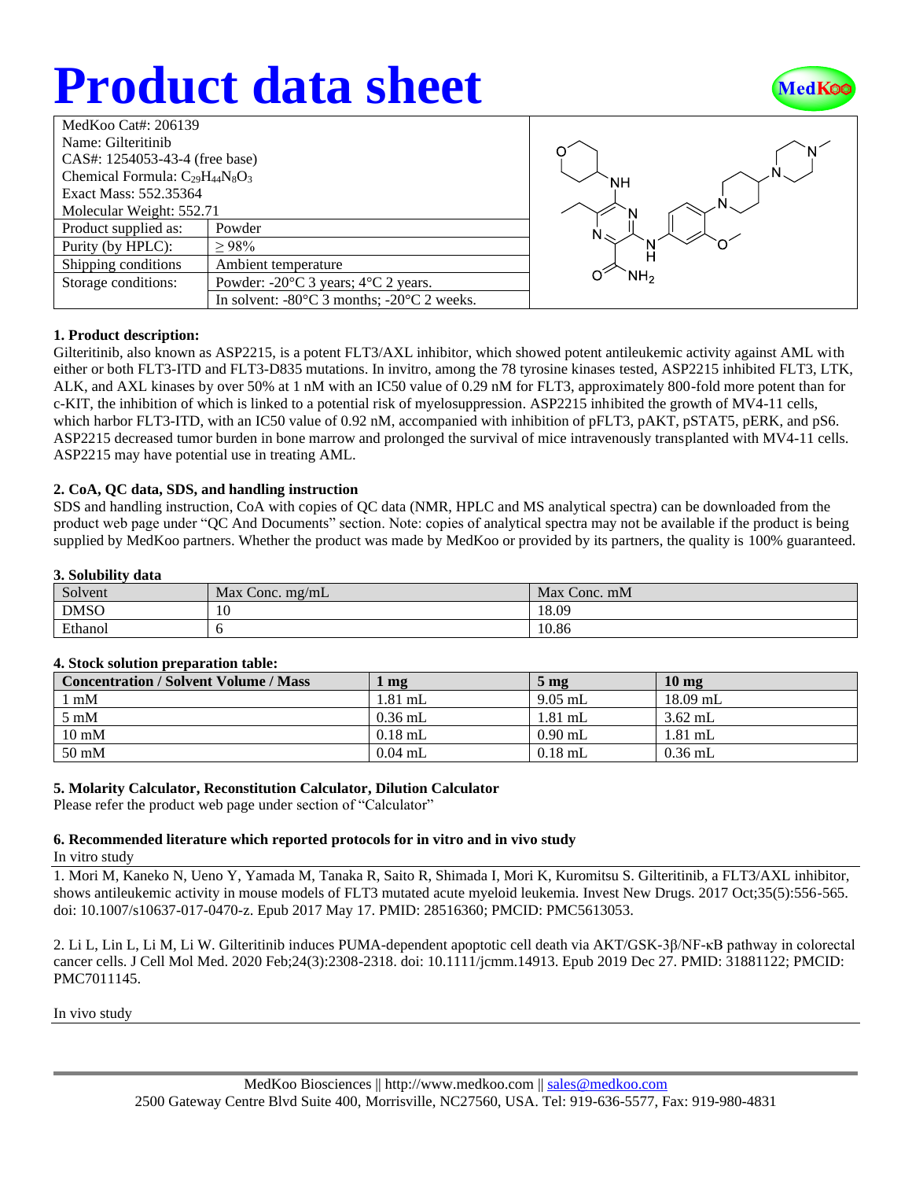# Product data sheet

| MedKoo Cat#: 206139 | |
|---|---|
| Name: Gilteritinib | |
| CAS#: 1254053-43-4 (free base) | |
| Chemical Formula: $C_{29}H_{44}N_8O_3$ | |
| Exact Mass: 552.35364 | |
| Molecular Weight: 552.71 | |
| Product supplied as: | Powder |
| Purity (by HPLC): | ≥ 98% |
| Shipping conditions | Ambient temperature |
| Storage conditions: | Powder: -20°C 3 years; 4°C 2 years. |
| | In solvent: -80°C 3 months; -20°C 2 weeks. |

### 1. Product description:

Gilteritinib, also known as ASP2215, is a potent FLT3/AXL inhibitor, which showed potent antileukemic activity against AML with either or both FLT3-ITD and FLT3-D835 mutations. In invitro, among the 78 tyrosine kinases tested, ASP2215 inhibited FLT3, LTK, ALK, and AXL kinases by over 50% at 1 nM with an IC50 value of 0.29 nM for FLT3, approximately 800-fold more potent than for c-KIT, the inhibition of which is linked to a potential risk of myelosuppression. ASP2215 inhibited the growth of MV4-11 cells, which harbor FLT3-ITD, with an IC50 value of 0.92 nM, accompanied with inhibition of pFLT3, pAKT, pSTAT5, pERK, and pS6. ASP2215 decreased tumor burden in bone marrow and prolonged the survival of mice intravenously transplanted with MV4-11 cells. ASP2215 may have potential use in treating AML.

### 2. CoA, QC data, SDS, and handling instruction

SDS and handling instruction, CoA with copies of QC data (NMR, HPLC and MS analytical spectra) can be downloaded from the product web page under "QC And Documents" section. Note: copies of analytical spectra may not be available if the product is being supplied by MedKoo partners. Whether the product was made by MedKoo or provided by its partners, the quality is 100% guaranteed.

### 3. Solubility data

| Solvent | Max Conc. mg/mL | Max Conc. mM |
|---|---|---|
| DMSO | 10 | 18.09 |
| Ethanol | 6 | 10.86 |

### 4. Stock solution preparation table:

| Concentration / Solvent Volume / Mass | 1 mg | 5 mg | 10 mg |
|---|---|---|---|
| 1 mM | 1.81 mL | 9.05 mL | 18.09 mL |
| 5 mM | 0.36 mL | 1.81 mL | 3.62 mL |
| 10 mM | 0.18 mL | 0.90 mL | 1.81 mL |
| 50 mM | 0.04 mL | 0.18 mL | 0.36 mL |

### 5. Molarity Calculator, Reconstitution Calculator, Dilution Calculator

Please refer the product web page under section of "Calculator"

### 6. Recommended literature which reported protocols for in vitro and in vivo study

In vitro study

1. Mori M, Kaneko N, Ueno Y, Yamada M, Tanaka R, Saito R, Shimada I, Mori K, Kuromitsu S. Gilteritinib, a FLT3/AXL inhibitor, shows antileukemic activity in mouse models of FLT3 mutated acute myeloid leukemia. Invest New Drugs. 2017 Oct;35(5):556-565. doi: 10.1007/s10637-017-0470-z. Epub 2017 May 17. PMID: 28516360; PMCID: PMC5613053.

2. Li L, Lin L, Li M, Li W. Gilteritinib induces PUMA-dependent apoptotic cell death via AKT/GSK-3β/NF-κB pathway in colorectal cancer cells. J Cell Mol Med. 2020 Feb;24(3):2308-2318. doi: 10.1111/jcmm.14913. Epub 2019 Dec 27. PMID: 31881122; PMCID: PMC7011145.

In vivo study

MedKoo Biosciences || http://www.medkoo.com || sales@medkoo.com
2500 Gateway Centre Blvd Suite 400, Morrisville, NC27560, USA. Tel: 919-636-5577, Fax: 919-980-4831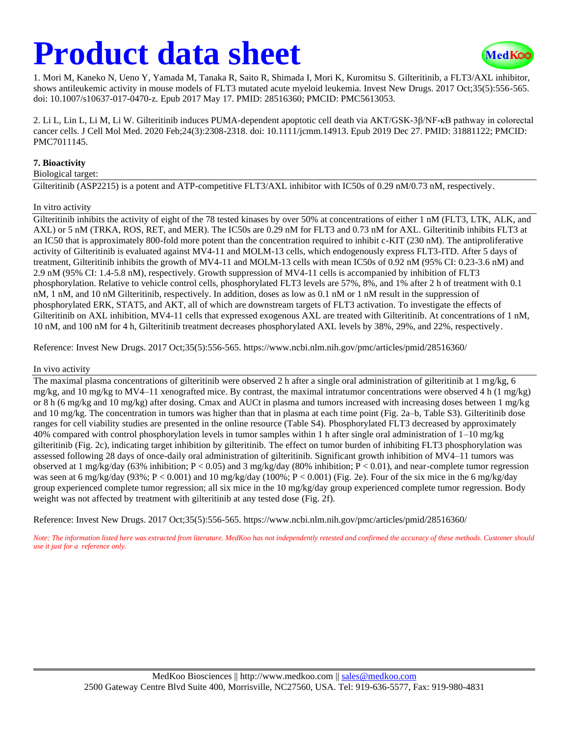# Product data sheet

1. Mori M, Kaneko N, Ueno Y, Yamada M, Tanaka R, Saito R, Shimada I, Mori K, Kuromitsu S. Gilteritinib, a FLT3/AXL inhibitor, shows antileukemic activity in mouse models of FLT3 mutated acute myeloid leukemia. Invest New Drugs. 2017 Oct;35(5):556-565. doi: 10.1007/s10637-017-0470-z. Epub 2017 May 17. PMID: 28516360; PMCID: PMC5613053.

2. Li L, Lin L, Li M, Li W. Gilteritinib induces PUMA-dependent apoptotic cell death via AKT/GSK-3β/NF-κB pathway in colorectal cancer cells. J Cell Mol Med. 2020 Feb;24(3):2308-2318. doi: 10.1111/jcmm.14913. Epub 2019 Dec 27. PMID: 31881122; PMCID: PMC7011145.

**7. Bioactivity**

Biological target:

Gilteritinib (ASP2215) is a potent and ATP-competitive FLT3/AXL inhibitor with IC50s of 0.29 nM/0.73 nM, respectively.

In vitro activity

Gilteritinib inhibits the activity of eight of the 78 tested kinases by over 50% at concentrations of either 1 nM (FLT3, LTK, ALK, and AXL) or 5 nM (TRKA, ROS, RET, and MER). The IC50s are 0.29 nM for FLT3 and 0.73 nM for AXL. Gilteritinib inhibits FLT3 at an IC50 that is approximately 800-fold more potent than the concentration required to inhibit c-KIT (230 nM). The antiproliferative activity of Gilteritinib is evaluated against MV4-11 and MOLM-13 cells, which endogenously express FLT3-ITD. After 5 days of treatment, Gilteritinib inhibits the growth of MV4-11 and MOLM-13 cells with mean IC50s of 0.92 nM (95% CI: 0.23-3.6 nM) and 2.9 nM (95% CI: 1.4-5.8 nM), respectively. Growth suppression of MV4-11 cells is accompanied by inhibition of FLT3 phosphorylation. Relative to vehicle control cells, phosphorylated FLT3 levels are 57%, 8%, and 1% after 2 h of treatment with 0.1 nM, 1 nM, and 10 nM Gilteritinib, respectively. In addition, doses as low as 0.1 nM or 1 nM result in the suppression of phosphorylated ERK, STAT5, and AKT, all of which are downstream targets of FLT3 activation. To investigate the effects of Gilteritinib on AXL inhibition, MV4-11 cells that expressed exogenous AXL are treated with Gilteritinib. At concentrations of 1 nM, 10 nM, and 100 nM for 4 h, Gilteritinib treatment decreases phosphorylated AXL levels by 38%, 29%, and 22%, respectively.

Reference: Invest New Drugs. 2017 Oct;35(5):556-565. https://www.ncbi.nlm.nih.gov/pmc/articles/pmid/28516360/

In vivo activity

The maximal plasma concentrations of gilteritinib were observed 2 h after a single oral administration of gilteritinib at 1 mg/kg, 6 mg/kg, and 10 mg/kg to MV4–11 xenografted mice. By contrast, the maximal intratumor concentrations were observed 4 h (1 mg/kg) or 8 h (6 mg/kg and 10 mg/kg) after dosing. Cmax and AUCt in plasma and tumors increased with increasing doses between 1 mg/kg and 10 mg/kg. The concentration in tumors was higher than that in plasma at each time point (Fig. 2a–b, Table S3). Gilteritinib dose ranges for cell viability studies are presented in the online resource (Table S4). Phosphorylated FLT3 decreased by approximately 40% compared with control phosphorylation levels in tumor samples within 1 h after single oral administration of 1–10 mg/kg gilteritinib (Fig. 2c), indicating target inhibition by gilteritinib. The effect on tumor burden of inhibiting FLT3 phosphorylation was assessed following 28 days of once-daily oral administration of gilteritinib. Significant growth inhibition of MV4–11 tumors was observed at 1 mg/kg/day (63% inhibition; $P < 0.05$) and 3 mg/kg/day (80% inhibition; $P < 0.01$), and near-complete tumor regression was seen at 6 mg/kg/day (93%; $P < 0.001$) and 10 mg/kg/day (100%; $P < 0.001$) (Fig. 2e). Four of the six mice in the 6 mg/kg/day group experienced complete tumor regression; all six mice in the 10 mg/kg/day group experienced complete tumor regression. Body weight was not affected by treatment with gilteritinib at any tested dose (Fig. 2f).

Reference: Invest New Drugs. 2017 Oct;35(5):556-565. https://www.ncbi.nlm.nih.gov/pmc/articles/pmid/28516360/

*Note: The information listed here was extracted from literature. MedKoo has not independently retested and confirmed the accuracy of these methods. Customer should use it just for a reference only.*

MedKoo Biosciences || http://www.medkoo.com || sales@medkoo.com
2500 Gateway Centre Blvd Suite 400, Morrisville, NC27560, USA. Tel: 919-636-5577, Fax: 919-980-4831